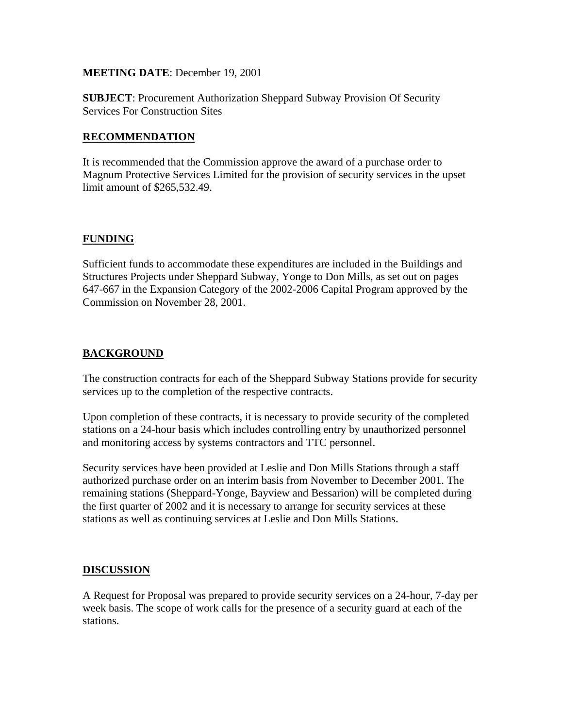**MEETING DATE**: December 19, 2001

**SUBJECT**: Procurement Authorization Sheppard Subway Provision Of Security Services For Construction Sites

## RECOMMENDATION

It is recommended that the Commission approve the award of a purchase order to Magnum Protective Services Limited for the provision of security services in the upset limit amount of $265,532.49.

## FUNDING

Sufficient funds to accommodate these expenditures are included in the Buildings and Structures Projects under Sheppard Subway, Yonge to Don Mills, as set out on pages 647-667 in the Expansion Category of the 2002-2006 Capital Program approved by the Commission on November 28, 2001.

## BACKGROUND

The construction contracts for each of the Sheppard Subway Stations provide for security services up to the completion of the respective contracts.

Upon completion of these contracts, it is necessary to provide security of the completed stations on a 24-hour basis which includes controlling entry by unauthorized personnel and monitoring access by systems contractors and TTC personnel.

Security services have been provided at Leslie and Don Mills Stations through a staff authorized purchase order on an interim basis from November to December 2001. The remaining stations (Sheppard-Yonge, Bayview and Bessarion) will be completed during the first quarter of 2002 and it is necessary to arrange for security services at these stations as well as continuing services at Leslie and Don Mills Stations.

## DISCUSSION

A Request for Proposal was prepared to provide security services on a 24-hour, 7-day per week basis. The scope of work calls for the presence of a security guard at each of the stations.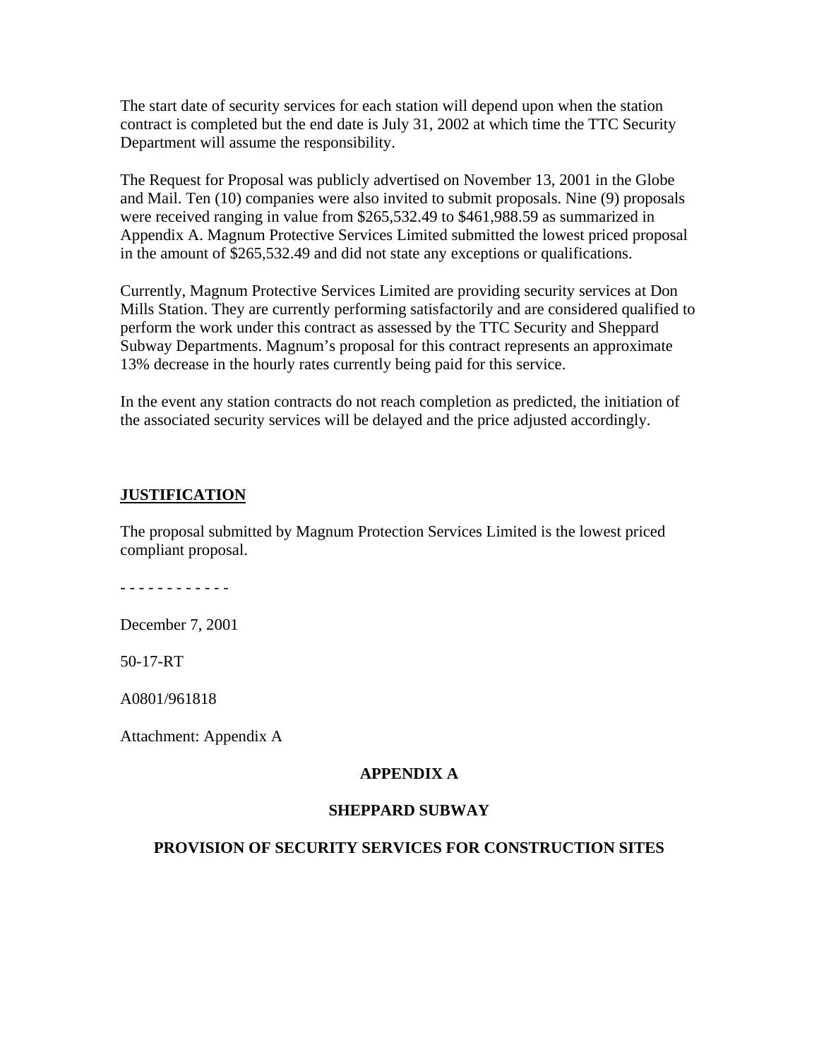The start date of security services for each station will depend upon when the station contract is completed but the end date is July 31, 2002 at which time the TTC Security Department will assume the responsibility.

The Request for Proposal was publicly advertised on November 13, 2001 in the Globe and Mail. Ten (10) companies were also invited to submit proposals. Nine (9) proposals were received ranging in value from $265,532.49 to $461,988.59 as summarized in Appendix A. Magnum Protective Services Limited submitted the lowest priced proposal in the amount of $265,532.49 and did not state any exceptions or qualifications.

Currently, Magnum Protective Services Limited are providing security services at Don Mills Station. They are currently performing satisfactorily and are considered qualified to perform the work under this contract as assessed by the TTC Security and Sheppard Subway Departments. Magnum's proposal for this contract represents an approximate 13% decrease in the hourly rates currently being paid for this service.

In the event any station contracts do not reach completion as predicted, the initiation of the associated security services will be delayed and the price adjusted accordingly.

## JUSTIFICATION

The proposal submitted by Magnum Protection Services Limited is the lowest priced compliant proposal.

- - - - - - - - - - - -

December 7, 2001

50-17-RT

A0801/961818

Attachment: Appendix A

**APPENDIX A**

**SHEPPARD SUBWAY**

**PROVISION OF SECURITY SERVICES FOR CONSTRUCTION SITES**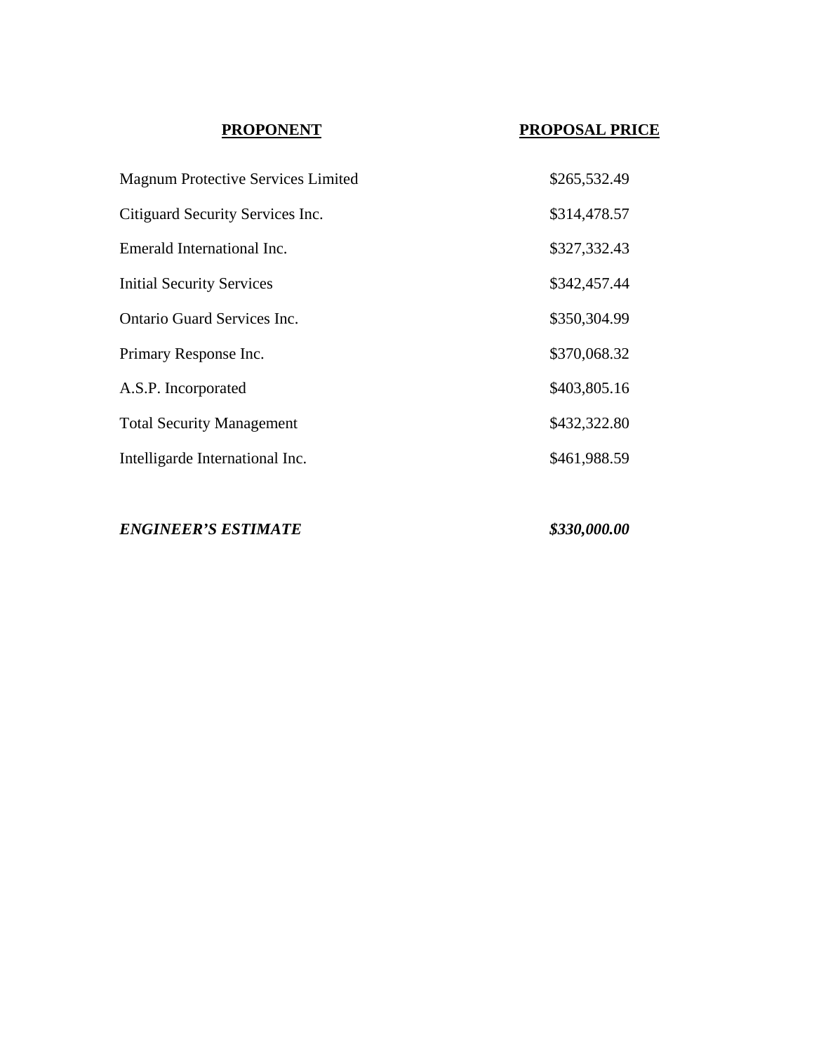| **PROPONENT** | **PROPOSAL PRICE** |
| --- | --- |
| Magnum Protective Services Limited | $265,532.49 |
| Citiguard Security Services Inc. | $314,478.57 |
| Emerald International Inc. | $327,332.43 |
| Initial Security Services | $342,457.44 |
| Ontario Guard Services Inc. | $350,304.99 |
| Primary Response Inc. | $370,068.32 |
| A.S.P. Incorporated | $403,805.16 |
| Total Security Management | $432,322.80 |
| Intelligarde International Inc. | $461,988.59 |
| ***ENGINEER'S ESTIMATE*** | ***$330,000.00*** |